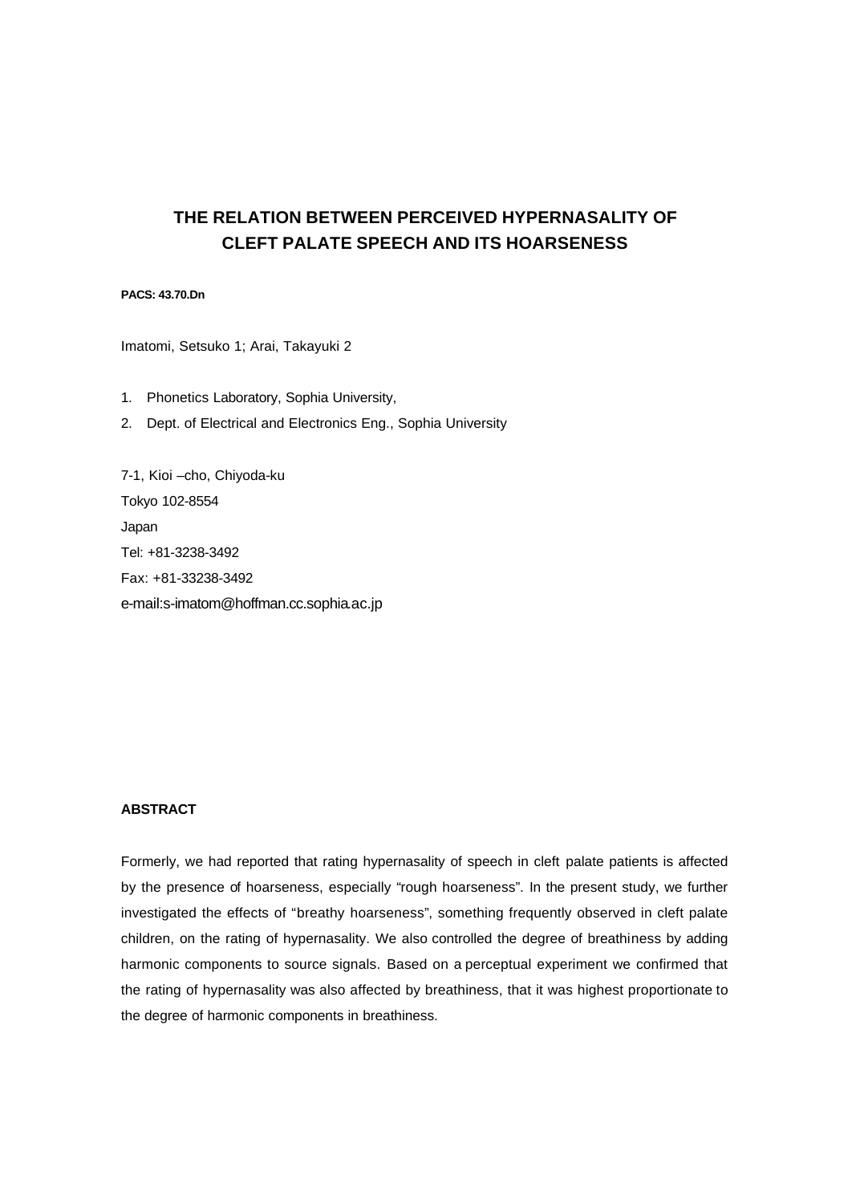# THE RELATION BETWEEN PERCEIVED HYPERNASALITY OF CLEFT PALATE SPEECH AND ITS HOARSENESS

**PACS: 43.70.Dn**

Imatomi, Setsuko 1; Arai, Takayuki 2

1. Phonetics Laboratory, Sophia University,
2. Dept. of Electrical and Electronics Eng., Sophia University

7-1, Kioi –cho, Chiyoda-ku
Tokyo 102-8554
Japan
Tel: +81-3238-3492
Fax: +81-33238-3492
e-mail:s-imatom@hoffman.cc.sophia.ac.jp

**ABSTRACT**

Formerly, we had reported that rating hypernasality of speech in cleft palate patients is affected by the presence of hoarseness, especially "rough hoarseness". In the present study, we further investigated the effects of "breathy hoarseness", something frequently observed in cleft palate children, on the rating of hypernasality. We also controlled the degree of breathiness by adding harmonic components to source signals. Based on a perceptual experiment we confirmed that the rating of hypernasality was also affected by breathiness, that it was highest proportionate to the degree of harmonic components in breathiness.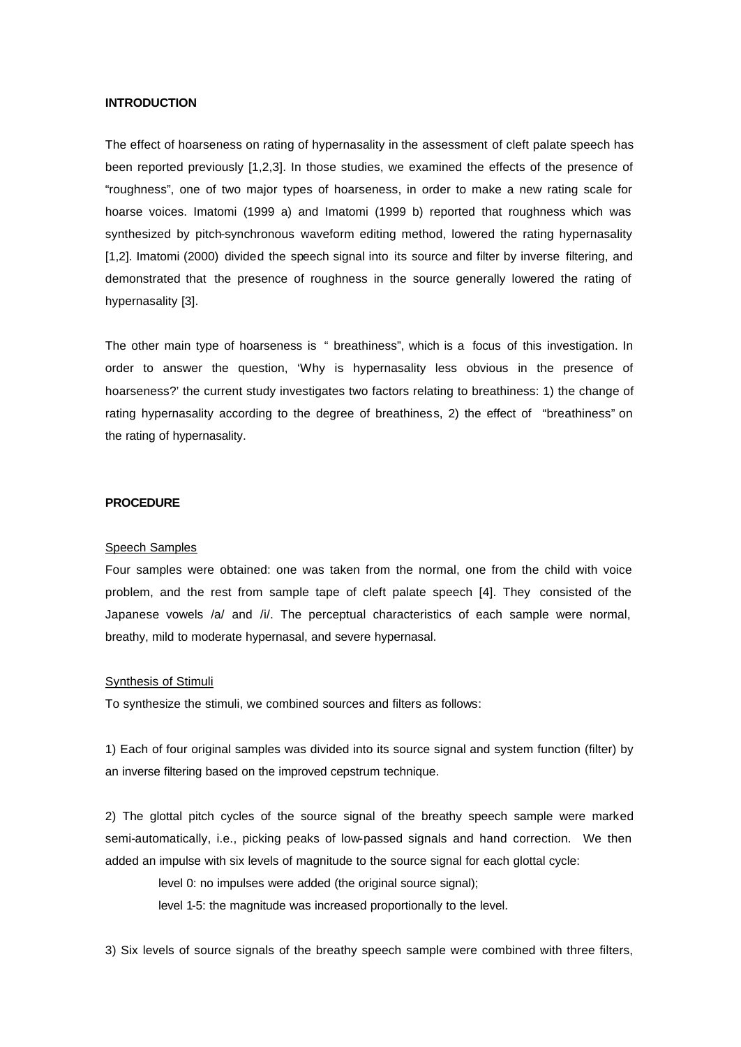**INTRODUCTION**

The effect of hoarseness on rating of hypernasality in the assessment of cleft palate speech has been reported previously [1,2,3]. In those studies, we examined the effects of the presence of "roughness", one of two major types of hoarseness, in order to make a new rating scale for hoarse voices. Imatomi (1999 a) and Imatomi (1999 b) reported that roughness which was synthesized by pitch-synchronous waveform editing method, lowered the rating hypernasality [1,2]. Imatomi (2000) divided the speech signal into its source and filter by inverse filtering, and demonstrated that the presence of roughness in the source generally lowered the rating of hypernasality [3].

The other main type of hoarseness is " breathiness", which is a focus of this investigation. In order to answer the question, 'Why is hypernasality less obvious in the presence of hoarseness?' the current study investigates two factors relating to breathiness: 1) the change of rating hypernasality according to the degree of breathiness, 2) the effect of "breathiness" on the rating of hypernasality.

**PROCEDURE**

Speech Samples

Four samples were obtained: one was taken from the normal, one from the child with voice problem, and the rest from sample tape of cleft palate speech [4]. They consisted of the Japanese vowels /a/ and /i/. The perceptual characteristics of each sample were normal, breathy, mild to moderate hypernasal, and severe hypernasal.

Synthesis of Stimuli

To synthesize the stimuli, we combined sources and filters as follows:

1) Each of four original samples was divided into its source signal and system function (filter) by an inverse filtering based on the improved cepstrum technique.

2) The glottal pitch cycles of the source signal of the breathy speech sample were marked semi-automatically, i.e., picking peaks of low-passed signals and hand correction. We then added an impulse with six levels of magnitude to the source signal for each glottal cycle:

level 0: no impulses were added (the original source signal);

level 1-5: the magnitude was increased proportionally to the level.

3) Six levels of source signals of the breathy speech sample were combined with three filters,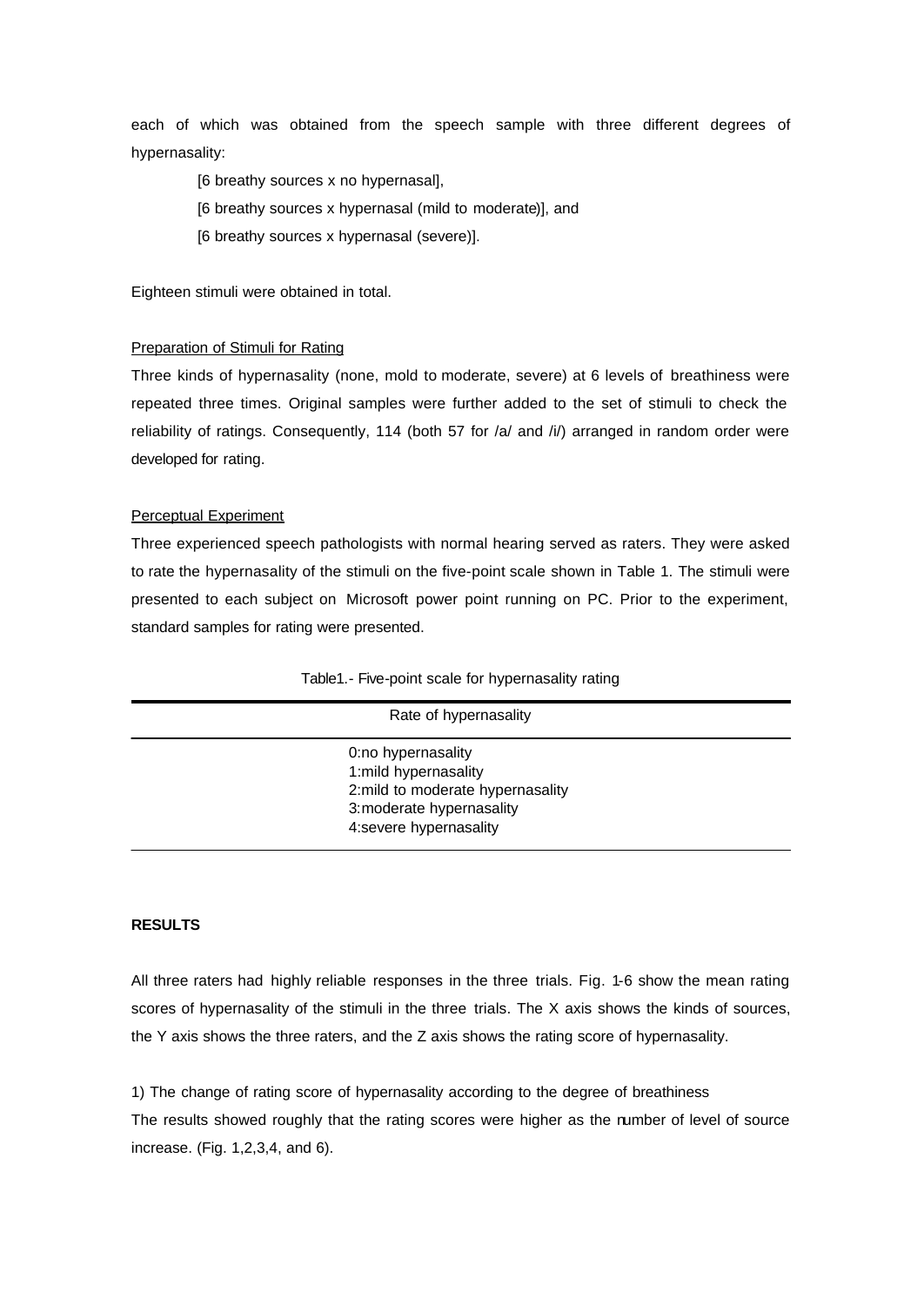each of which was obtained from the speech sample with three different degrees of hypernasality:

[6 breathy sources x no hypernasal],

[6 breathy sources x hypernasal (mild to moderate)], and

[6 breathy sources x hypernasal (severe)].

Eighteen stimuli were obtained in total.

Preparation of Stimuli for Rating

Three kinds of hypernasality (none, mold to moderate, severe) at 6 levels of breathiness were repeated three times. Original samples were further added to the set of stimuli to check the reliability of ratings. Consequently, 114 (both 57 for /a/ and /i/) arranged in random order were developed for rating.

Perceptual Experiment

Three experienced speech pathologists with normal hearing served as raters. They were asked to rate the hypernasality of the stimuli on the five-point scale shown in Table 1. The stimuli were presented to each subject on Microsoft power point running on PC. Prior to the experiment, standard samples for rating were presented.

Table1.- Five-point scale for hypernasality rating

| Rate of hypernasality |
|---|
| 0:no hypernasality<br>1:mild hypernasality<br>2:mild to moderate hypernasality<br>3:moderate hypernasality<br>4:severe hypernasality |

**RESULTS**

All three raters had highly reliable responses in the three trials. Fig. 1-6 show the mean rating scores of hypernasality of the stimuli in the three trials. The X axis shows the kinds of sources, the Y axis shows the three raters, and the Z axis shows the rating score of hypernasality.

1) The change of rating score of hypernasality according to the degree of breathiness

The results showed roughly that the rating scores were higher as the number of level of source increase. (Fig. 1,2,3,4, and 6).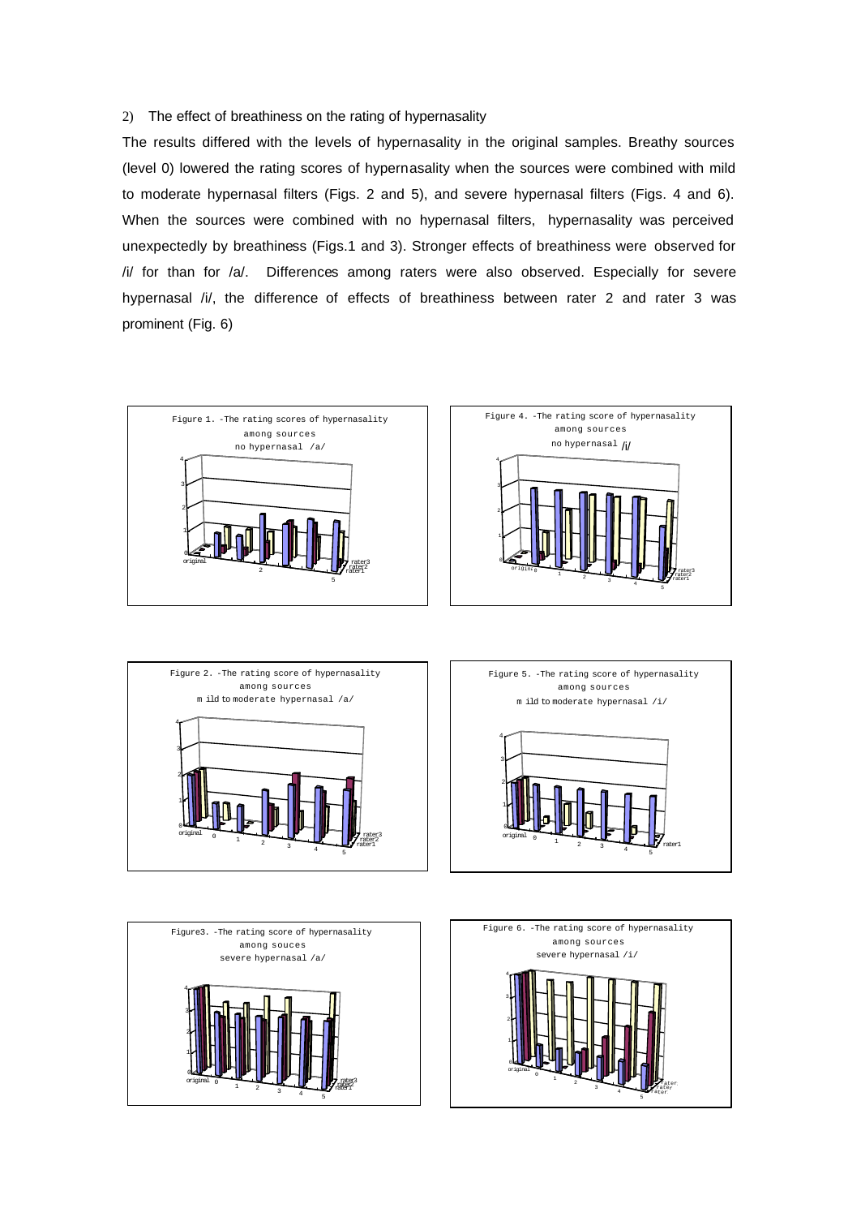2) The effect of breathiness on the rating of hypernasality

The results differed with the levels of hypernasality in the original samples. Breathy sources (level 0) lowered the rating scores of hypernasality when the sources were combined with mild to moderate hypernasal filters (Figs. 2 and 5), and severe hypernasal filters (Figs. 4 and 6). When the sources were combined with no hypernasal filters, hypernasality was perceived unexpectedly by breathiness (Figs.1 and 3). Stronger effects of breathiness were observed for /i/ for than for /a/. Differences among raters were also observed. Especially for severe hypernasal /i/, the difference of effects of breathiness between rater 2 and rater 3 was prominent (Fig. 6)

Figure 1. -The rating scores of hypernasality among sources no hypernasal /a/

Figure 4. -The rating score of hypernasality among sources no hypernasal /i/

Figure 2. -The rating score of hypernasality among sources mild to moderate hypernasal /a/

Figure 5. -The rating score of hypernasality among sources mild to moderate hypernasal /i/

Figure3. -The rating score of hypernasality among souces severe hypernasal /a/

Figure 6. -The rating score of hypernasality among sources severe hypernasal /i/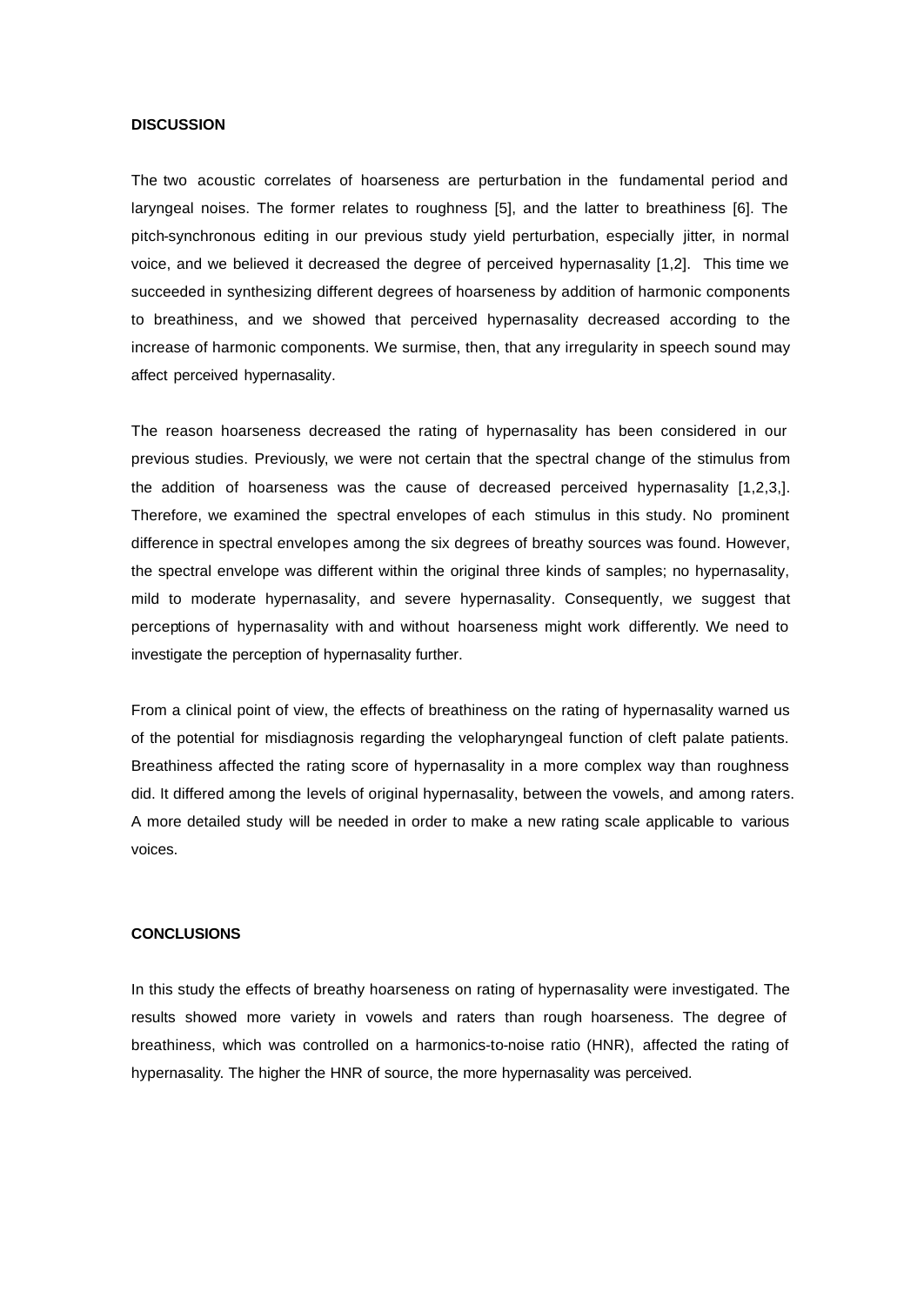## DISCUSSION

The two acoustic correlates of hoarseness are perturbation in the fundamental period and laryngeal noises. The former relates to roughness [5], and the latter to breathiness [6]. The pitch-synchronous editing in our previous study yield perturbation, especially jitter, in normal voice, and we believed it decreased the degree of perceived hypernasality [1,2]. This time we succeeded in synthesizing different degrees of hoarseness by addition of harmonic components to breathiness, and we showed that perceived hypernasality decreased according to the increase of harmonic components. We surmise, then, that any irregularity in speech sound may affect perceived hypernasality.

The reason hoarseness decreased the rating of hypernasality has been considered in our previous studies. Previously, we were not certain that the spectral change of the stimulus from the addition of hoarseness was the cause of decreased perceived hypernasality [1,2,3,]. Therefore, we examined the spectral envelopes of each stimulus in this study. No prominent difference in spectral envelopes among the six degrees of breathy sources was found. However, the spectral envelope was different within the original three kinds of samples; no hypernasality, mild to moderate hypernasality, and severe hypernasality. Consequently, we suggest that perceptions of hypernasality with and without hoarseness might work differently. We need to investigate the perception of hypernasality further.

From a clinical point of view, the effects of breathiness on the rating of hypernasality warned us of the potential for misdiagnosis regarding the velopharyngeal function of cleft palate patients. Breathiness affected the rating score of hypernasality in a more complex way than roughness did. It differed among the levels of original hypernasality, between the vowels, and among raters. A more detailed study will be needed in order to make a new rating scale applicable to various voices.

## CONCLUSIONS

In this study the effects of breathy hoarseness on rating of hypernasality were investigated. The results showed more variety in vowels and raters than rough hoarseness. The degree of breathiness, which was controlled on a harmonics-to-noise ratio (HNR), affected the rating of hypernasality. The higher the HNR of source, the more hypernasality was perceived.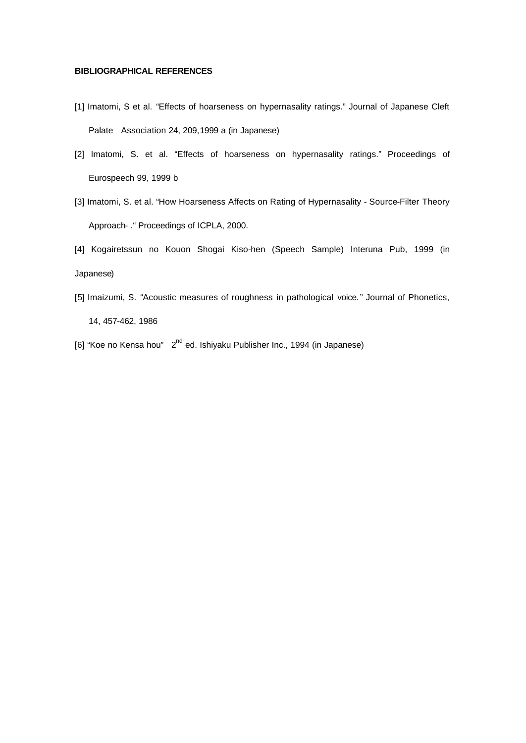**BIBLIOGRAPHICAL REFERENCES**

[1] Imatomi, S et al. "Effects of hoarseness on hypernasality ratings." Journal of Japanese Cleft Palate Association 24, 209,1999 a (in Japanese)

[2] Imatomi, S. et al. "Effects of hoarseness on hypernasality ratings." Proceedings of Eurospeech 99, 1999 b

[3] Imatomi, S. et al. "How Hoarseness Affects on Rating of Hypernasality - Source-Filter Theory Approach- ." Proceedings of ICPLA, 2000.

[4] Kogairetssun no Kouon Shogai Kiso-hen (Speech Sample) Interuna Pub, 1999 (in Japanese)

[5] Imaizumi, S. "Acoustic measures of roughness in pathological voice." Journal of Phonetics, 14, 457-462, 1986

[6] "Koe no Kensa hou" 2nd ed. Ishiyaku Publisher Inc., 1994 (in Japanese)